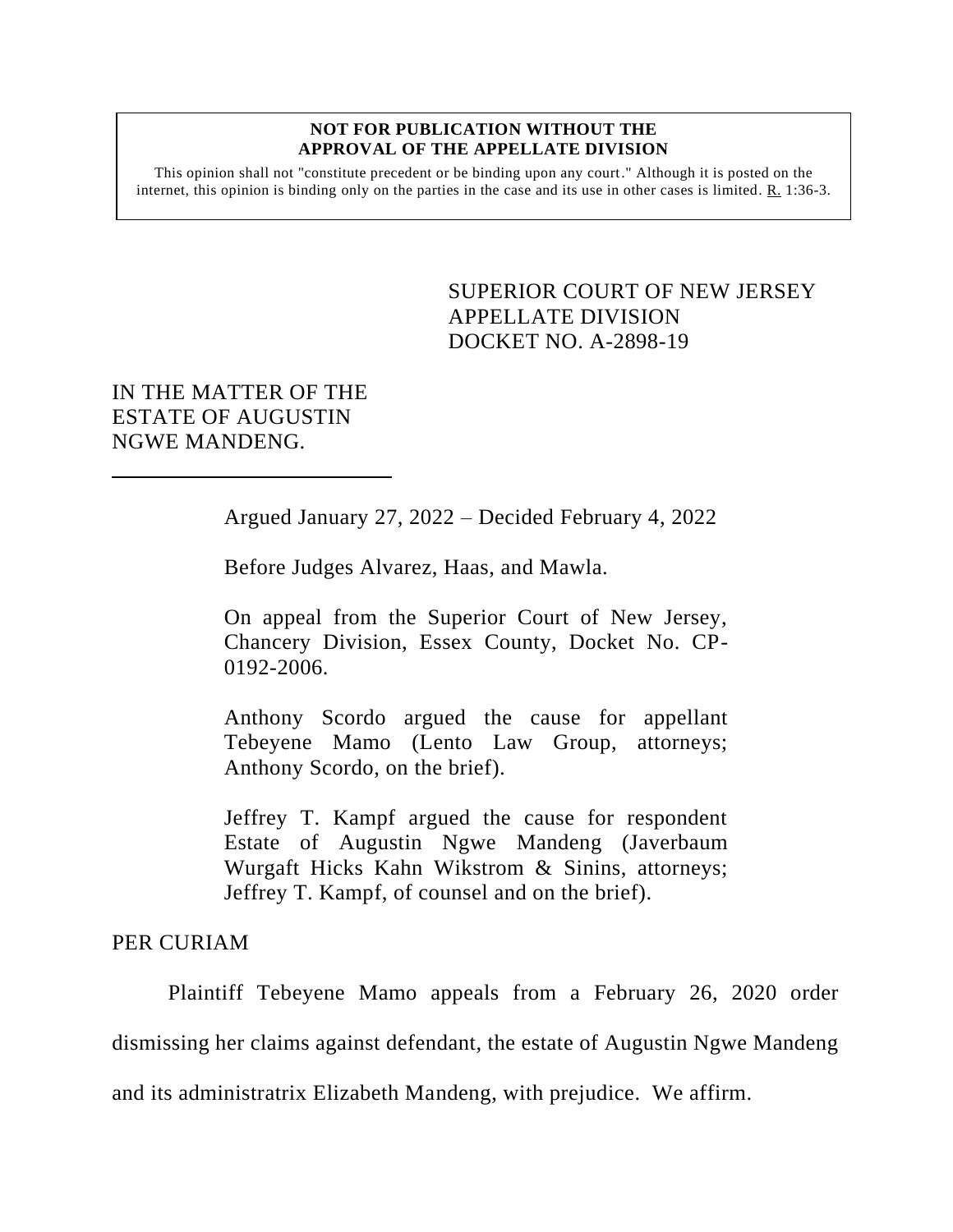**NOT FOR PUBLICATION WITHOUT THE APPROVAL OF THE APPELLATE DIVISION**

This opinion shall not "constitute precedent or be binding upon any court." Although it is posted on the internet, this opinion is binding only on the parties in the case and its use in other cases is limited. R. 1:36-3.

SUPERIOR COURT OF NEW JERSEY
APPELLATE DIVISION
DOCKET NO. A-2898-19

IN THE MATTER OF THE ESTATE OF AUGUSTIN NGWE MANDENG.

Argued January 27, 2022 – Decided February 4, 2022

Before Judges Alvarez, Haas, and Mawla.

On appeal from the Superior Court of New Jersey, Chancery Division, Essex County, Docket No. CP-0192-2006.

Anthony Scordo argued the cause for appellant Tebeyene Mamo (Lento Law Group, attorneys; Anthony Scordo, on the brief).

Jeffrey T. Kampf argued the cause for respondent Estate of Augustin Ngwe Mandeng (Javerbaum Wurgaft Hicks Kahn Wikstrom & Sinins, attorneys; Jeffrey T. Kampf, of counsel and on the brief).

PER CURIAM

Plaintiff Tebeyene Mamo appeals from a February 26, 2020 order dismissing her claims against defendant, the estate of Augustin Ngwe Mandeng and its administratrix Elizabeth Mandeng, with prejudice. We affirm.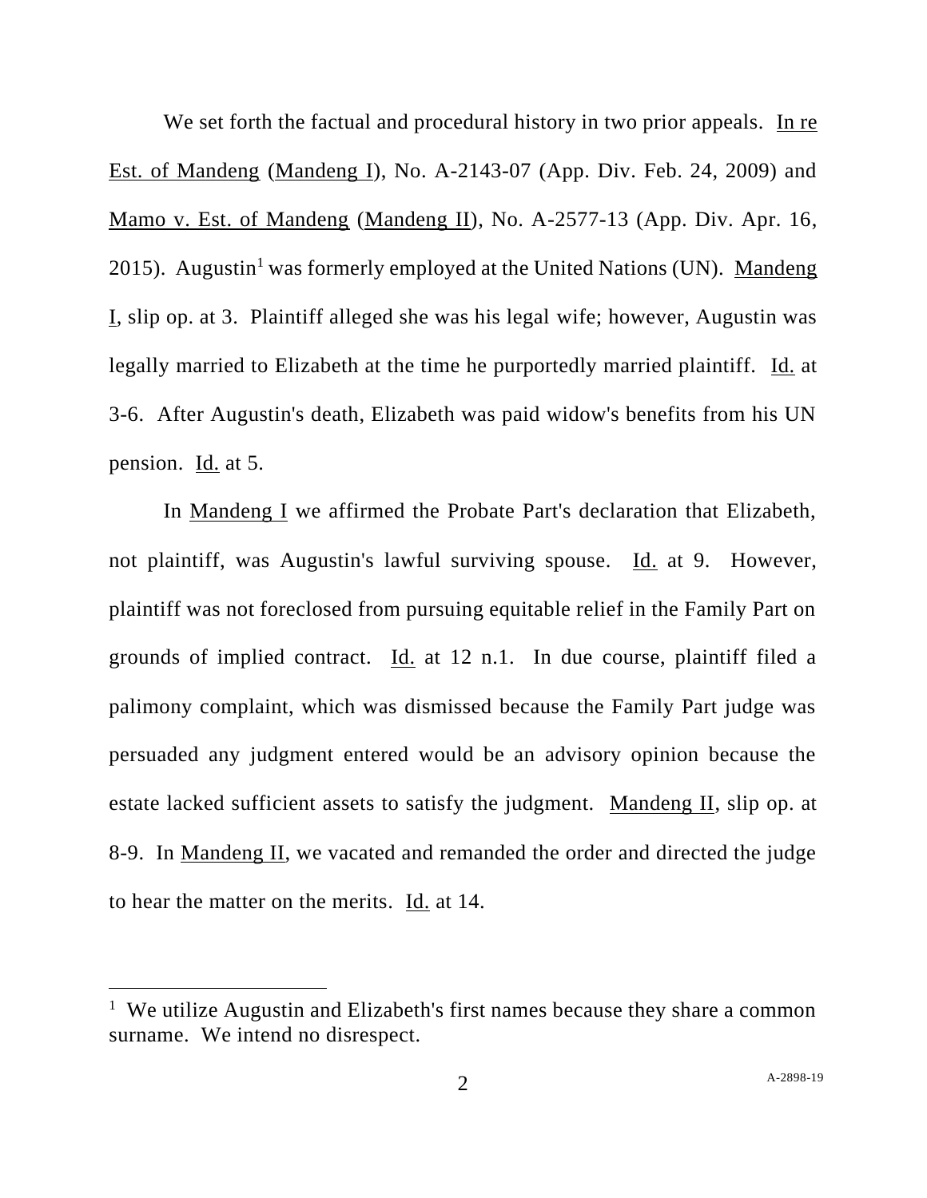We set forth the factual and procedural history in two prior appeals. In re Est. of Mandeng (Mandeng I), No. A-2143-07 (App. Div. Feb. 24, 2009) and Mamo v. Est. of Mandeng (Mandeng II), No. A-2577-13 (App. Div. Apr. 16, 2015). Augustin[1] was formerly employed at the United Nations (UN). Mandeng I, slip op. at 3. Plaintiff alleged she was his legal wife; however, Augustin was legally married to Elizabeth at the time he purportedly married plaintiff. Id. at 3-6. After Augustin's death, Elizabeth was paid widow's benefits from his UN pension. Id. at 5.

In Mandeng I we affirmed the Probate Part's declaration that Elizabeth, not plaintiff, was Augustin's lawful surviving spouse. Id. at 9. However, plaintiff was not foreclosed from pursuing equitable relief in the Family Part on grounds of implied contract. Id. at 12 n.1. In due course, plaintiff filed a palimony complaint, which was dismissed because the Family Part judge was persuaded any judgment entered would be an advisory opinion because the estate lacked sufficient assets to satisfy the judgment. Mandeng II, slip op. at 8-9. In Mandeng II, we vacated and remanded the order and directed the judge to hear the matter on the merits. Id. at 14.

---

[1] We utilize Augustin and Elizabeth's first names because they share a common surname. We intend no disrespect.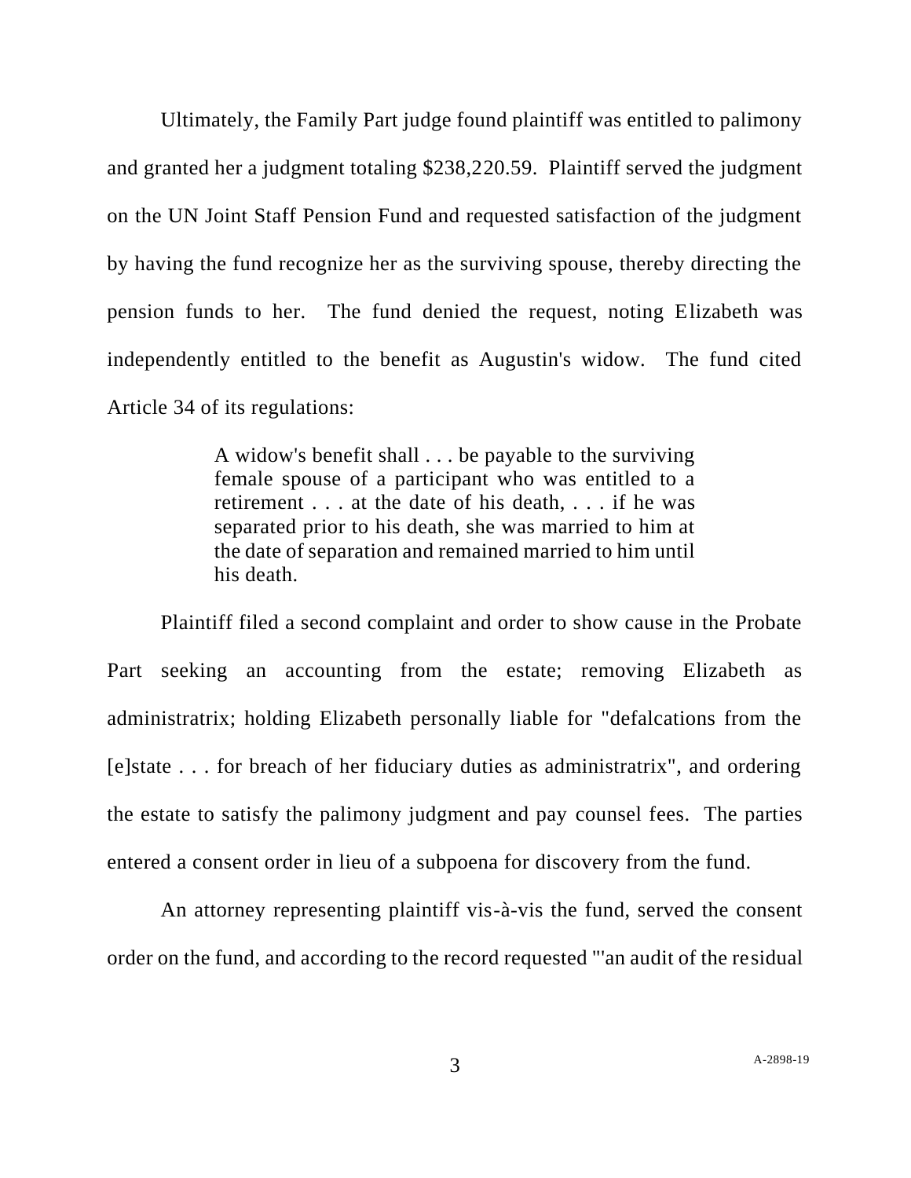Ultimately, the Family Part judge found plaintiff was entitled to palimony and granted her a judgment totaling $238,220.59. Plaintiff served the judgment on the UN Joint Staff Pension Fund and requested satisfaction of the judgment by having the fund recognize her as the surviving spouse, thereby directing the pension funds to her. The fund denied the request, noting Elizabeth was independently entitled to the benefit as Augustin's widow. The fund cited Article 34 of its regulations:

> A widow's benefit shall . . . be payable to the surviving female spouse of a participant who was entitled to a retirement . . . at the date of his death, . . . if he was separated prior to his death, she was married to him at the date of separation and remained married to him until his death.

Plaintiff filed a second complaint and order to show cause in the Probate Part seeking an accounting from the estate; removing Elizabeth as administratrix; holding Elizabeth personally liable for "defalcations from the [e]state . . . for breach of her fiduciary duties as administratrix", and ordering the estate to satisfy the palimony judgment and pay counsel fees. The parties entered a consent order in lieu of a subpoena for discovery from the fund.

An attorney representing plaintiff vis-à-vis the fund, served the consent order on the fund, and according to the record requested "'an audit of the residual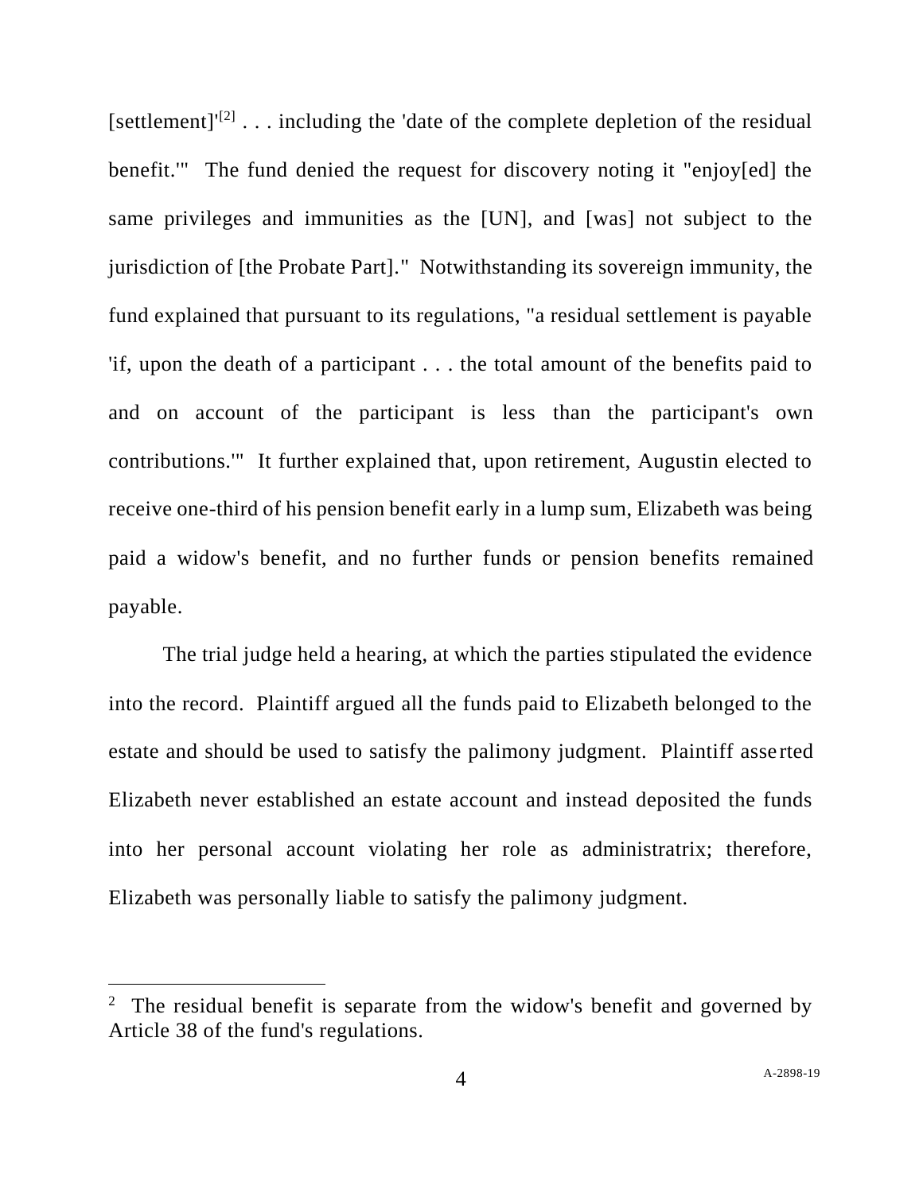[settlement]'[2] . . . including the 'date of the complete depletion of the residual benefit.'" The fund denied the request for discovery noting it "enjoy[ed] the same privileges and immunities as the [UN], and [was] not subject to the jurisdiction of [the Probate Part]." Notwithstanding its sovereign immunity, the fund explained that pursuant to its regulations, "a residual settlement is payable 'if, upon the death of a participant . . . the total amount of the benefits paid to and on account of the participant is less than the participant's own contributions.'" It further explained that, upon retirement, Augustin elected to receive one-third of his pension benefit early in a lump sum, Elizabeth was being paid a widow's benefit, and no further funds or pension benefits remained payable.

The trial judge held a hearing, at which the parties stipulated the evidence into the record. Plaintiff argued all the funds paid to Elizabeth belonged to the estate and should be used to satisfy the palimony judgment. Plaintiff asserted Elizabeth never established an estate account and instead deposited the funds into her personal account violating her role as administratrix; therefore, Elizabeth was personally liable to satisfy the palimony judgment.

---

[2] The residual benefit is separate from the widow's benefit and governed by Article 38 of the fund's regulations.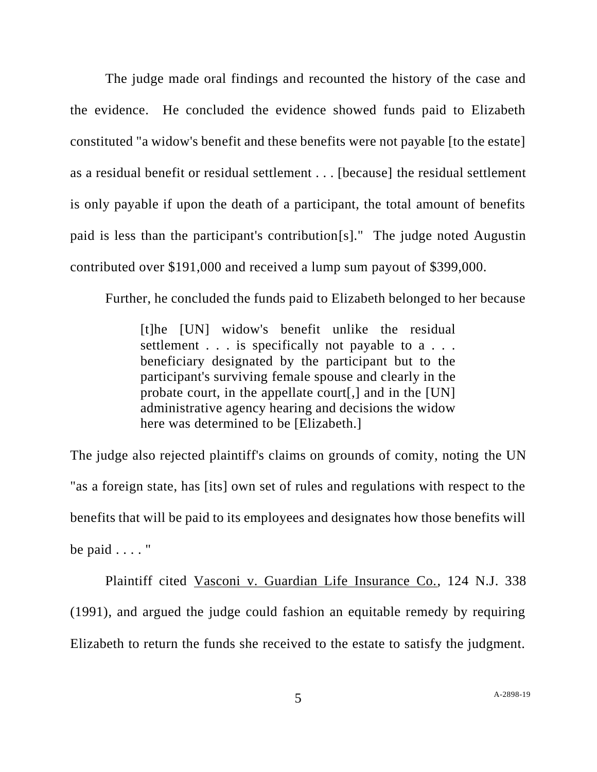The judge made oral findings and recounted the history of the case and the evidence. He concluded the evidence showed funds paid to Elizabeth constituted "a widow's benefit and these benefits were not payable [to the estate] as a residual benefit or residual settlement . . . [because] the residual settlement is only payable if upon the death of a participant, the total amount of benefits paid is less than the participant's contribution[s]." The judge noted Augustin contributed over $191,000 and received a lump sum payout of $399,000.

Further, he concluded the funds paid to Elizabeth belonged to her because

> [t]he [UN] widow's benefit unlike the residual settlement . . . is specifically not payable to a . . . beneficiary designated by the participant but to the participant's surviving female spouse and clearly in the probate court, in the appellate court[,] and in the [UN] administrative agency hearing and decisions the widow here was determined to be [Elizabeth.]

The judge also rejected plaintiff's claims on grounds of comity, noting the UN "as a foreign state, has [its] own set of rules and regulations with respect to the benefits that will be paid to its employees and designates how those benefits will be paid . . . . "

Plaintiff cited Vasconi v. Guardian Life Insurance Co., 124 N.J. 338 (1991), and argued the judge could fashion an equitable remedy by requiring Elizabeth to return the funds she received to the estate to satisfy the judgment.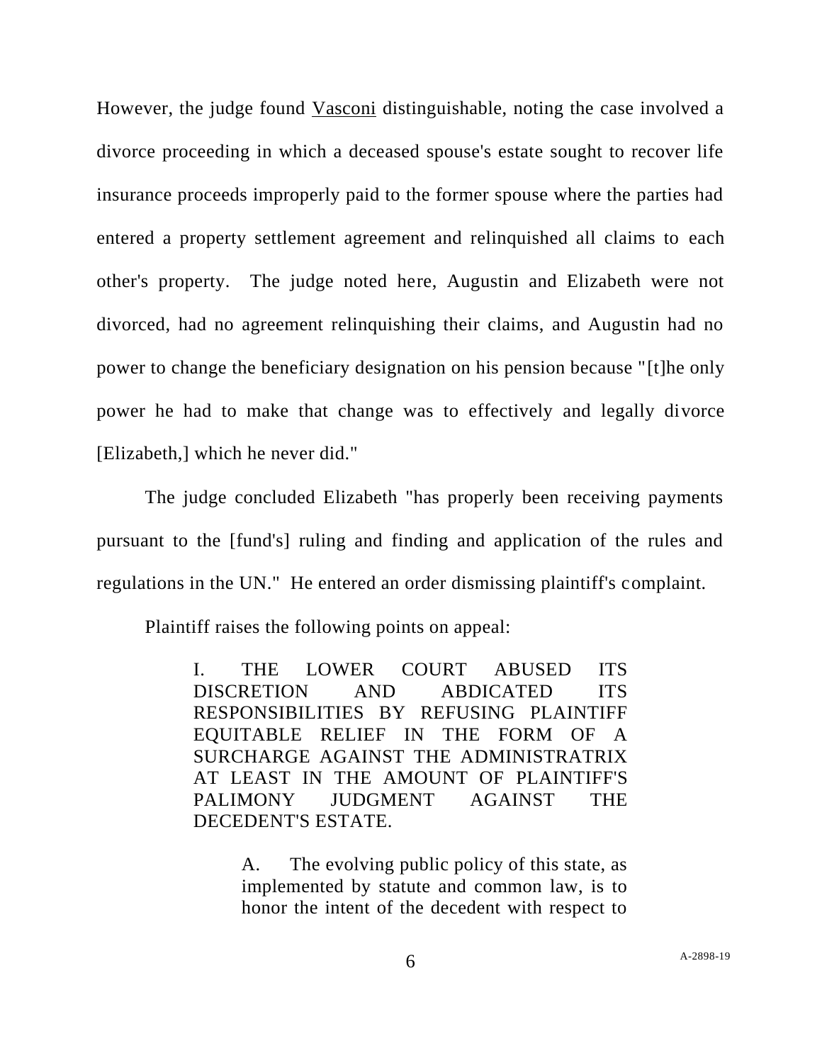However, the judge found Vasconi distinguishable, noting the case involved a divorce proceeding in which a deceased spouse's estate sought to recover life insurance proceeds improperly paid to the former spouse where the parties had entered a property settlement agreement and relinquished all claims to each other's property. The judge noted here, Augustin and Elizabeth were not divorced, had no agreement relinquishing their claims, and Augustin had no power to change the beneficiary designation on his pension because "[t]he only power he had to make that change was to effectively and legally divorce [Elizabeth,] which he never did."

The judge concluded Elizabeth "has properly been receiving payments pursuant to the [fund's] ruling and finding and application of the rules and regulations in the UN." He entered an order dismissing plaintiff's complaint.

Plaintiff raises the following points on appeal:

> I. THE LOWER COURT ABUSED ITS DISCRETION AND ABDICATED ITS RESPONSIBILITIES BY REFUSING PLAINTIFF EQUITABLE RELIEF IN THE FORM OF A SURCHARGE AGAINST THE ADMINISTRATRIX AT LEAST IN THE AMOUNT OF PLAINTIFF'S PALIMONY JUDGMENT AGAINST THE DECEDENT'S ESTATE.
>
> > A. The evolving public policy of this state, as implemented by statute and common law, is to honor the intent of the decedent with respect to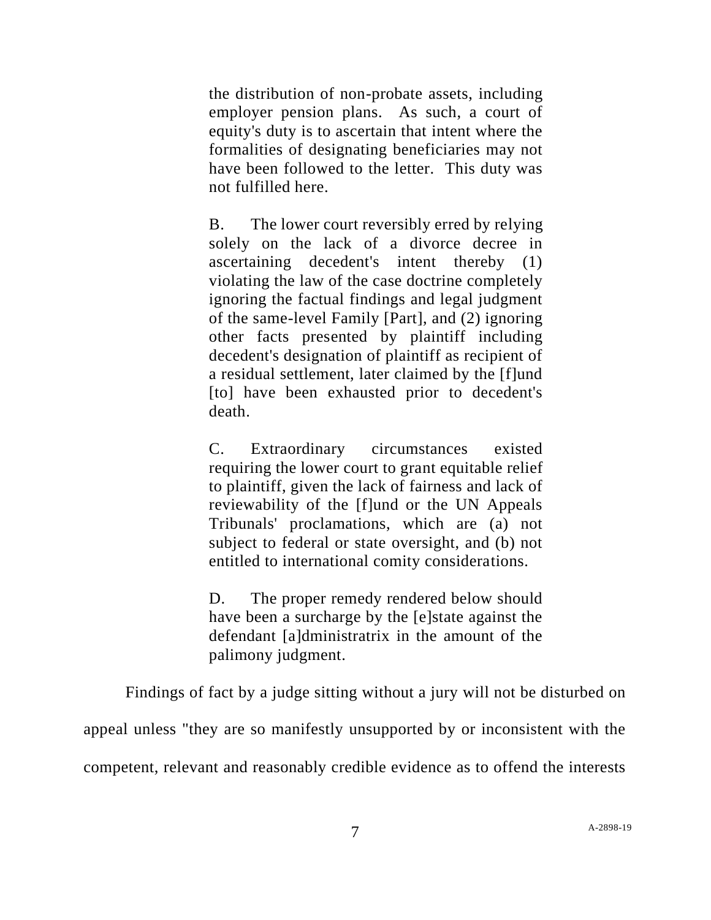> the distribution of non-probate assets, including employer pension plans. As such, a court of equity's duty is to ascertain that intent where the formalities of designating beneficiaries may not have been followed to the letter. This duty was not fulfilled here.
>
> B. The lower court reversibly erred by relying solely on the lack of a divorce decree in ascertaining decedent's intent thereby (1) violating the law of the case doctrine completely ignoring the factual findings and legal judgment of the same-level Family [Part], and (2) ignoring other facts presented by plaintiff including decedent's designation of plaintiff as recipient of a residual settlement, later claimed by the [f]und [to] have been exhausted prior to decedent's death.
>
> C. Extraordinary circumstances existed requiring the lower court to grant equitable relief to plaintiff, given the lack of fairness and lack of reviewability of the [f]und or the UN Appeals Tribunals' proclamations, which are (a) not subject to federal or state oversight, and (b) not entitled to international comity considerations.
>
> D. The proper remedy rendered below should have been a surcharge by the [e]state against the defendant [a]dministratrix in the amount of the palimony judgment.

Findings of fact by a judge sitting without a jury will not be disturbed on appeal unless "they are so manifestly unsupported by or inconsistent with the competent, relevant and reasonably credible evidence as to offend the interests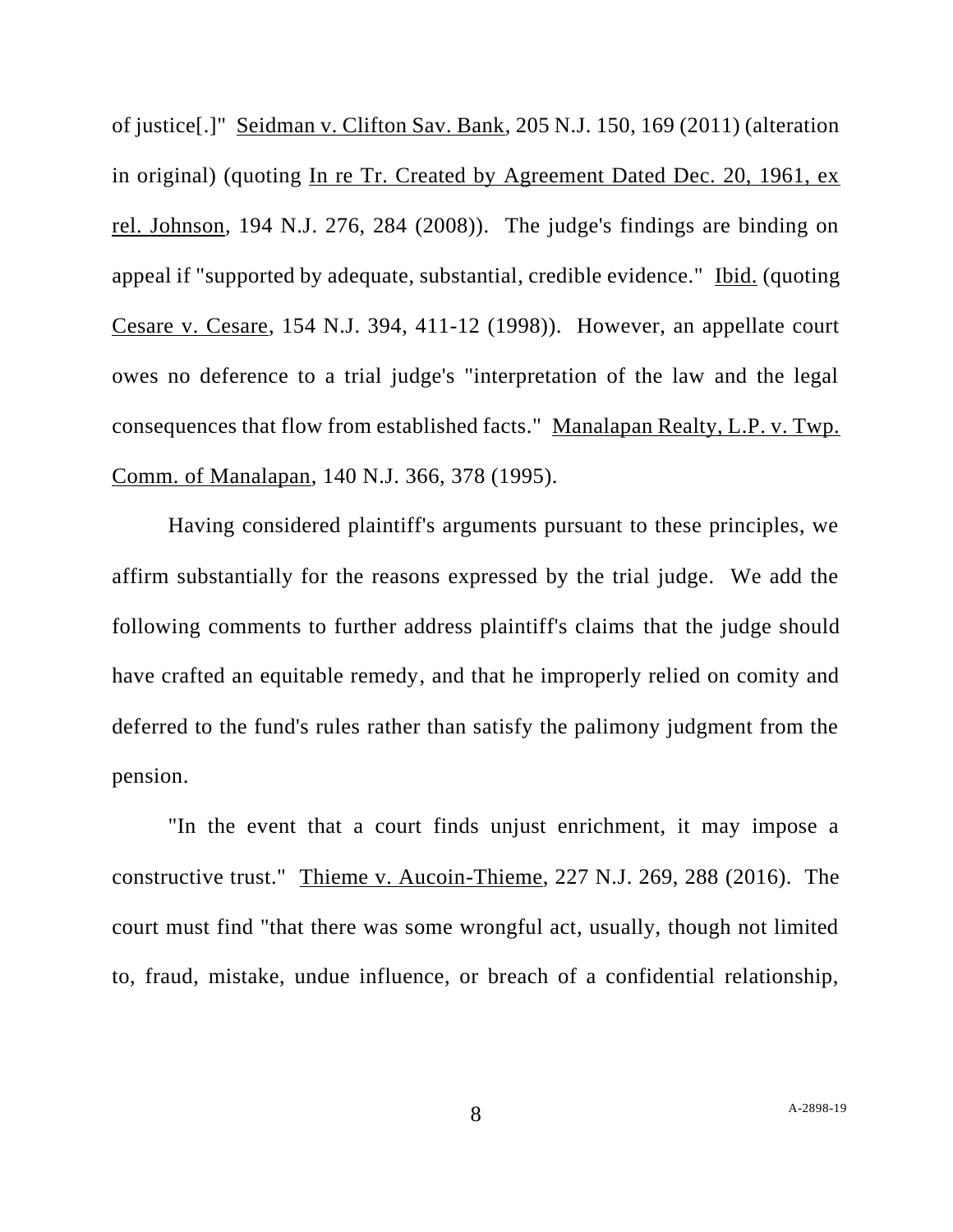of justice[.]" Seidman v. Clifton Sav. Bank, 205 N.J. 150, 169 (2011) (alteration in original) (quoting In re Tr. Created by Agreement Dated Dec. 20, 1961, ex rel. Johnson, 194 N.J. 276, 284 (2008)). The judge's findings are binding on appeal if "supported by adequate, substantial, credible evidence." Ibid. (quoting Cesare v. Cesare, 154 N.J. 394, 411-12 (1998)). However, an appellate court owes no deference to a trial judge's "interpretation of the law and the legal consequences that flow from established facts." Manalapan Realty, L.P. v. Twp. Comm. of Manalapan, 140 N.J. 366, 378 (1995).

Having considered plaintiff's arguments pursuant to these principles, we affirm substantially for the reasons expressed by the trial judge. We add the following comments to further address plaintiff's claims that the judge should have crafted an equitable remedy, and that he improperly relied on comity and deferred to the fund's rules rather than satisfy the palimony judgment from the pension.

"In the event that a court finds unjust enrichment, it may impose a constructive trust." Thieme v. Aucoin-Thieme, 227 N.J. 269, 288 (2016). The court must find "that there was some wrongful act, usually, though not limited to, fraud, mistake, undue influence, or breach of a confidential relationship,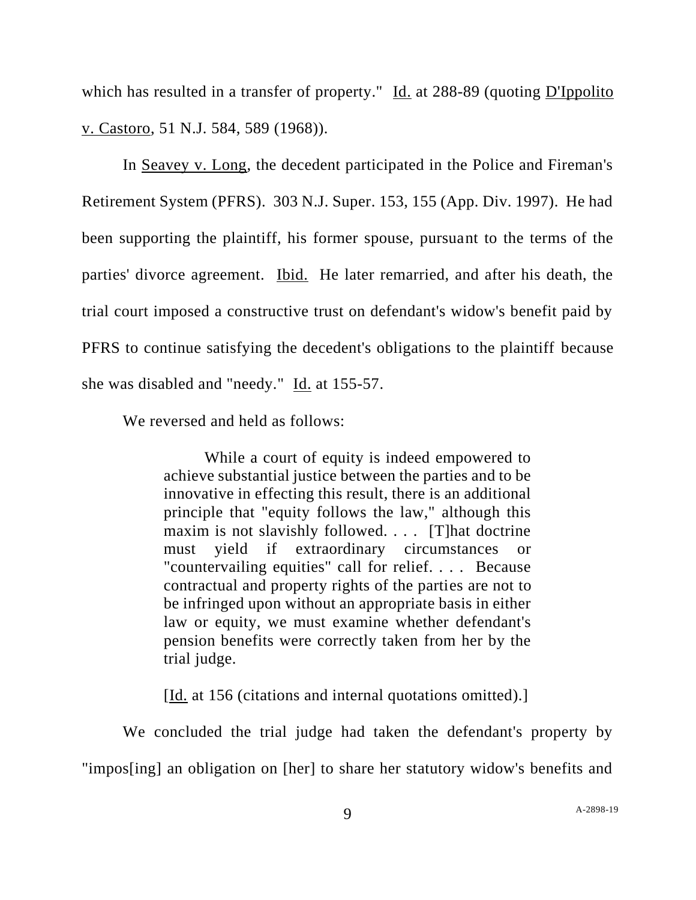which has resulted in a transfer of property." Id. at 288-89 (quoting D'Ippolito v. Castoro, 51 N.J. 584, 589 (1968)).

In Seavey v. Long, the decedent participated in the Police and Fireman's Retirement System (PFRS). 303 N.J. Super. 153, 155 (App. Div. 1997). He had been supporting the plaintiff, his former spouse, pursuant to the terms of the parties' divorce agreement. Ibid. He later remarried, and after his death, the trial court imposed a constructive trust on defendant's widow's benefit paid by PFRS to continue satisfying the decedent's obligations to the plaintiff because she was disabled and "needy." Id. at 155-57.

We reversed and held as follows:

> While a court of equity is indeed empowered to achieve substantial justice between the parties and to be innovative in effecting this result, there is an additional principle that "equity follows the law," although this maxim is not slavishly followed. . . . [T]hat doctrine must yield if extraordinary circumstances or "countervailing equities" call for relief. . . . Because contractual and property rights of the parties are not to be infringed upon without an appropriate basis in either law or equity, we must examine whether defendant's pension benefits were correctly taken from her by the trial judge.
>
> [Id. at 156 (citations and internal quotations omitted).]

We concluded the trial judge had taken the defendant's property by "impos[ing] an obligation on [her] to share her statutory widow's benefits and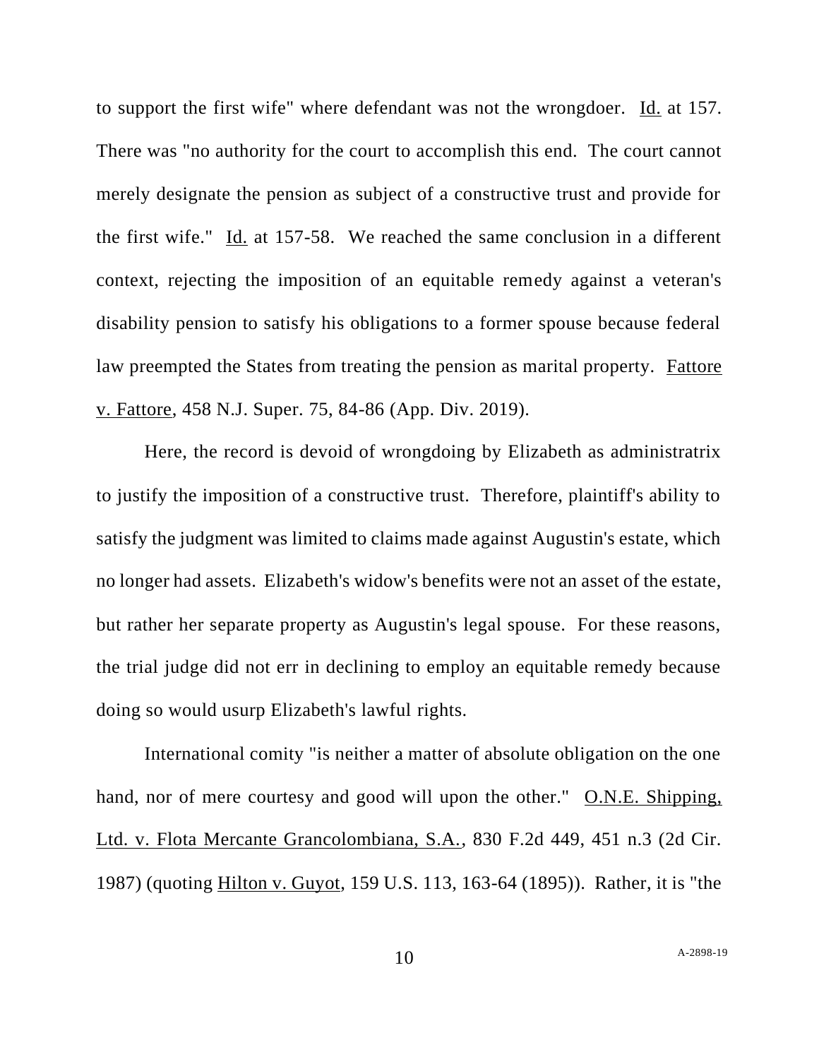to support the first wife" where defendant was not the wrongdoer. Id. at 157. There was "no authority for the court to accomplish this end. The court cannot merely designate the pension as subject of a constructive trust and provide for the first wife." Id. at 157-58. We reached the same conclusion in a different context, rejecting the imposition of an equitable remedy against a veteran's disability pension to satisfy his obligations to a former spouse because federal law preempted the States from treating the pension as marital property. Fattore v. Fattore, 458 N.J. Super. 75, 84-86 (App. Div. 2019).

Here, the record is devoid of wrongdoing by Elizabeth as administratrix to justify the imposition of a constructive trust. Therefore, plaintiff's ability to satisfy the judgment was limited to claims made against Augustin's estate, which no longer had assets. Elizabeth's widow's benefits were not an asset of the estate, but rather her separate property as Augustin's legal spouse. For these reasons, the trial judge did not err in declining to employ an equitable remedy because doing so would usurp Elizabeth's lawful rights.

International comity "is neither a matter of absolute obligation on the one hand, nor of mere courtesy and good will upon the other." O.N.E. Shipping, Ltd. v. Flota Mercante Grancolombiana, S.A., 830 F.2d 449, 451 n.3 (2d Cir. 1987) (quoting Hilton v. Guyot, 159 U.S. 113, 163-64 (1895)). Rather, it is "the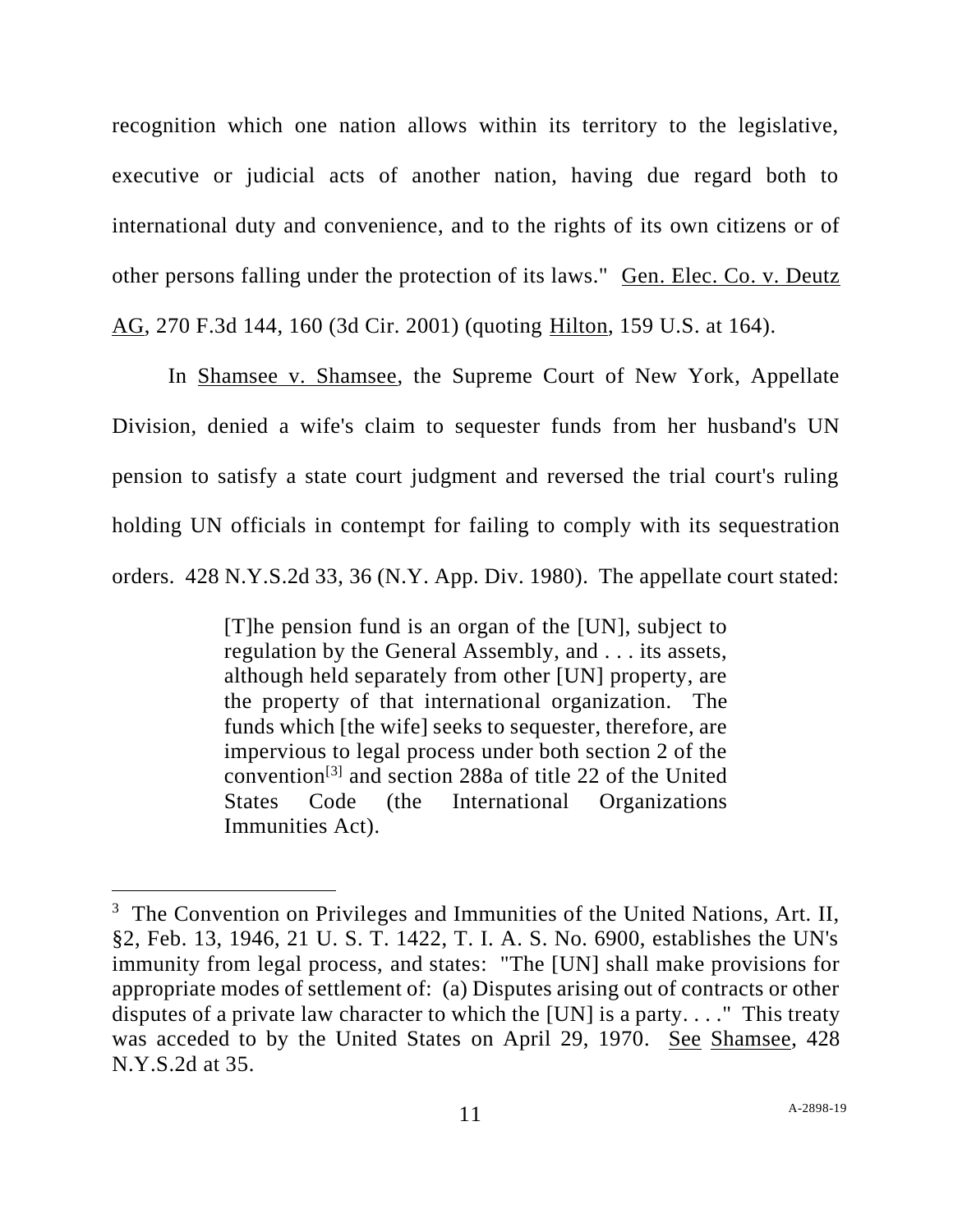recognition which one nation allows within its territory to the legislative, executive or judicial acts of another nation, having due regard both to international duty and convenience, and to the rights of its own citizens or of other persons falling under the protection of its laws." Gen. Elec. Co. v. Deutz AG, 270 F.3d 144, 160 (3d Cir. 2001) (quoting Hilton, 159 U.S. at 164).

In Shamsee v. Shamsee, the Supreme Court of New York, Appellate Division, denied a wife's claim to sequester funds from her husband's UN pension to satisfy a state court judgment and reversed the trial court's ruling holding UN officials in contempt for failing to comply with its sequestration orders. 428 N.Y.S.2d 33, 36 (N.Y. App. Div. 1980). The appellate court stated:

> [T]he pension fund is an organ of the [UN], subject to regulation by the General Assembly, and . . . its assets, although held separately from other [UN] property, are the property of that international organization. The funds which [the wife] seeks to sequester, therefore, are impervious to legal process under both section 2 of the convention[3] and section 288a of title 22 of the United States Code (the International Organizations Immunities Act).

---

[3] The Convention on Privileges and Immunities of the United Nations, Art. II, §2, Feb. 13, 1946, 21 U. S. T. 1422, T. I. A. S. No. 6900, establishes the UN's immunity from legal process, and states: "The [UN] shall make provisions for appropriate modes of settlement of: (a) Disputes arising out of contracts or other disputes of a private law character to which the [UN] is a party. . . ." This treaty was acceded to by the United States on April 29, 1970. See Shamsee, 428 N.Y.S.2d at 35.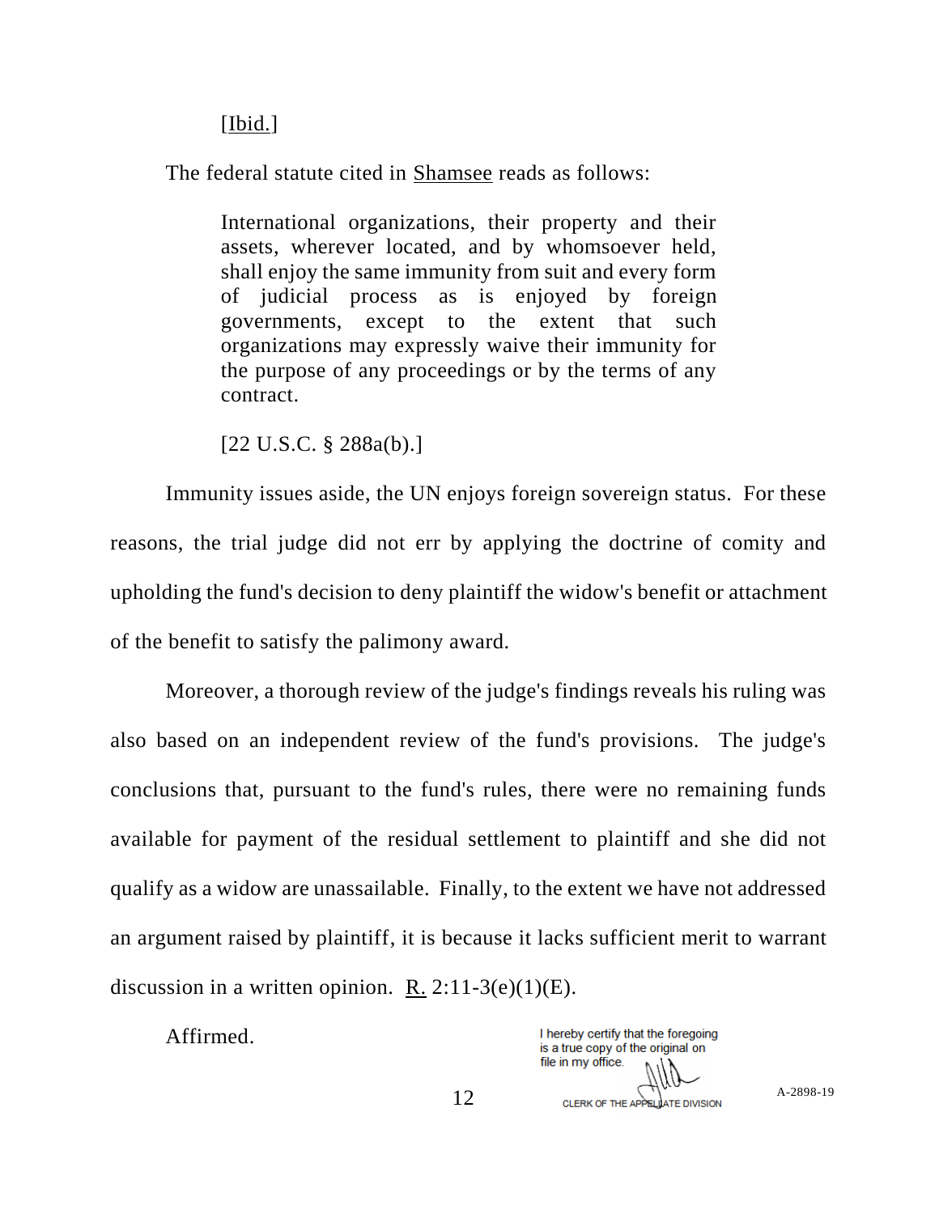[Ibid.]

The federal statute cited in Shamsee reads as follows:

> International organizations, their property and their assets, wherever located, and by whomsoever held, shall enjoy the same immunity from suit and every form of judicial process as is enjoyed by foreign governments, except to the extent that such organizations may expressly waive their immunity for the purpose of any proceedings or by the terms of any contract.
>
> [22 U.S.C. § 288a(b).]

Immunity issues aside, the UN enjoys foreign sovereign status. For these reasons, the trial judge did not err by applying the doctrine of comity and upholding the fund's decision to deny plaintiff the widow's benefit or attachment of the benefit to satisfy the palimony award.

Moreover, a thorough review of the judge's findings reveals his ruling was also based on an independent review of the fund's provisions. The judge's conclusions that, pursuant to the fund's rules, there were no remaining funds available for payment of the residual settlement to plaintiff and she did not qualify as a widow are unassailable. Finally, to the extent we have not addressed an argument raised by plaintiff, it is because it lacks sufficient merit to warrant discussion in a written opinion. R. 2:11-3(e)(1)(E).

Affirmed.

I hereby certify that the foregoing is a true copy of the original on file in my office.

CLERK OF THE APPELLATE DIVISION